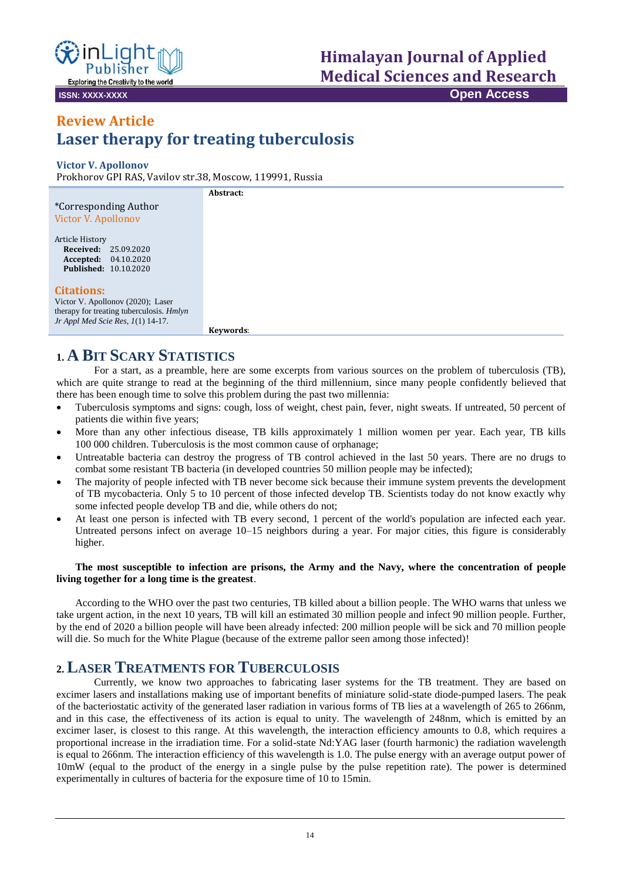## Review Article

# Laser therapy for treating tuberculosis

**Victor V. Apollonov**

Prokhorov GPI RAS, Vavilov str.38, Moscow, 119991, Russia

*Corresponding Author
Victor V. Apollonov

Article History
**Received:** 25.09.2020
**Accepted:** 04.10.2020
**Published:** 10.10.2020

**Citations:**
Victor V. Apollonov (2020); Laser therapy for treating tuberculosis. *Hmlyn Jr Appl Med Scie Res, 1*(1) 14-17.

**Abstract:**

**Keywords**:

## 1. A Bit Scary Statistics

For a start, as a preamble, here are some excerpts from various sources on the problem of tuberculosis (TB), which are quite strange to read at the beginning of the third millennium, since many people confidently believed that there has been enough time to solve this problem during the past two millennia:

- Tuberculosis symptoms and signs: cough, loss of weight, chest pain, fever, night sweats. If untreated, 50 percent of patients die within five years;
- More than any other infectious disease, TB kills approximately 1 million women per year. Each year, TB kills 100 000 children. Tuberculosis is the most common cause of orphanage;
- Untreatable bacteria can destroy the progress of TB control achieved in the last 50 years. There are no drugs to combat some resistant TB bacteria (in developed countries 50 million people may be infected);
- The majority of people infected with TB never become sick because their immune system prevents the development of TB mycobacteria. Only 5 to 10 percent of those infected develop TB. Scientists today do not know exactly why some infected people develop TB and die, while others do not;
- At least one person is infected with TB every second, 1 percent of the world's population are infected each year. Untreated persons infect on average 10–15 neighbors during a year. For major cities, this figure is considerably higher.

**The most susceptible to infection are prisons, the Army and the Navy, where the concentration of people living together for a long time is the greatest**.

According to the WHO over the past two centuries, TB killed about a billion people. The WHO warns that unless we take urgent action, in the next 10 years, TB will kill an estimated 30 million people and infect 90 million people. Further, by the end of 2020 a billion people will have been already infected: 200 million people will be sick and 70 million people will die. So much for the White Plague (because of the extreme pallor seen among those infected)!

## 2. Laser Treatments for Tuberculosis

Currently, we know two approaches to fabricating laser systems for the TB treatment. They are based on excimer lasers and installations making use of important benefits of miniature solid-state diode-pumped lasers. The peak of the bacteriostatic activity of the generated laser radiation in various forms of TB lies at a wavelength of 265 to 266nm, and in this case, the effectiveness of its action is equal to unity. The wavelength of 248nm, which is emitted by an excimer laser, is closest to this range. At this wavelength, the interaction efficiency amounts to 0.8, which requires a proportional increase in the irradiation time. For a solid-state Nd:YAG laser (fourth harmonic) the radiation wavelength is equal to 266nm. The interaction efficiency of this wavelength is 1.0. The pulse energy with an average output power of 10mW (equal to the product of the energy in a single pulse by the pulse repetition rate). The power is determined experimentally in cultures of bacteria for the exposure time of 10 to 15min.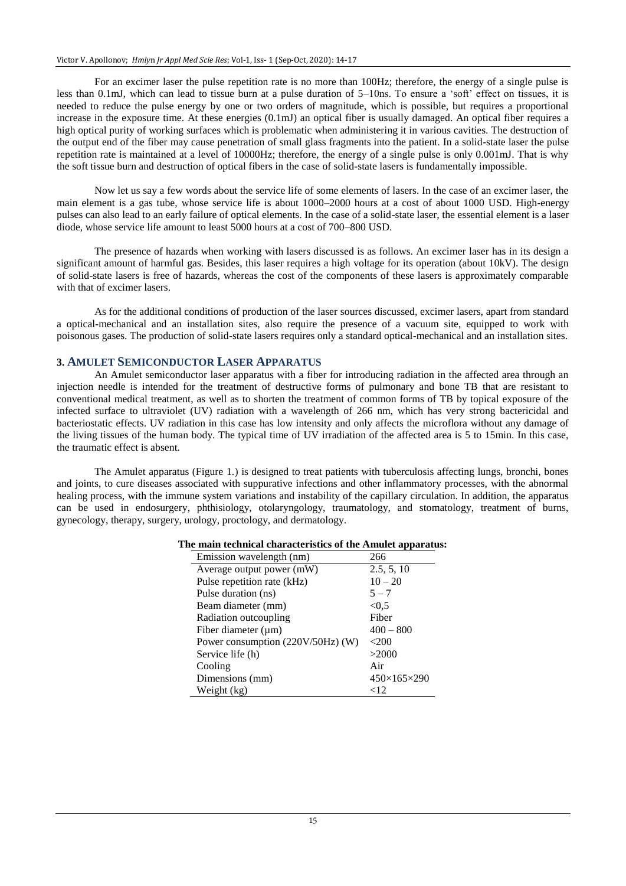For an excimer laser the pulse repetition rate is no more than 100Hz; therefore, the energy of a single pulse is less than 0.1mJ, which can lead to tissue burn at a pulse duration of 5–10ns. To ensure a 'soft' effect on tissues, it is needed to reduce the pulse energy by one or two orders of magnitude, which is possible, but requires a proportional increase in the exposure time. At these energies (0.1mJ) an optical fiber is usually damaged. An optical fiber requires a high optical purity of working surfaces which is problematic when administering it in various cavities. The destruction of the output end of the fiber may cause penetration of small glass fragments into the patient. In a solid-state laser the pulse repetition rate is maintained at a level of 10000Hz; therefore, the energy of a single pulse is only 0.001mJ. That is why the soft tissue burn and destruction of optical fibers in the case of solid-state lasers is fundamentally impossible.

Now let us say a few words about the service life of some elements of lasers. In the case of an excimer laser, the main element is a gas tube, whose service life is about 1000–2000 hours at a cost of about 1000 USD. High-energy pulses can also lead to an early failure of optical elements. In the case of a solid-state laser, the essential element is a laser diode, whose service life amount to least 5000 hours at a cost of 700–800 USD.

The presence of hazards when working with lasers discussed is as follows. An excimer laser has in its design a significant amount of harmful gas. Besides, this laser requires a high voltage for its operation (about 10kV). The design of solid-state lasers is free of hazards, whereas the cost of the components of these lasers is approximately comparable with that of excimer lasers.

As for the additional conditions of production of the laser sources discussed, excimer lasers, apart from standard a optical-mechanical and an installation sites, also require the presence of a vacuum site, equipped to work with poisonous gases. The production of solid-state lasers requires only a standard optical-mechanical and an installation sites.

## 3. AMULET SEMICONDUCTOR LASER APPARATUS

An Amulet semiconductor laser apparatus with a fiber for introducing radiation in the affected area through an injection needle is intended for the treatment of destructive forms of pulmonary and bone TB that are resistant to conventional medical treatment, as well as to shorten the treatment of common forms of TB by topical exposure of the infected surface to ultraviolet (UV) radiation with a wavelength of 266 nm, which has very strong bactericidal and bacteriostatic effects. UV radiation in this case has low intensity and only affects the microflora without any damage of the living tissues of the human body. The typical time of UV irradiation of the affected area is 5 to 15min. In this case, the traumatic effect is absent.

The Amulet apparatus (Figure 1.) is designed to treat patients with tuberculosis affecting lungs, bronchi, bones and joints, to cure diseases associated with suppurative infections and other inflammatory processes, with the abnormal healing process, with the immune system variations and instability of the capillary circulation. In addition, the apparatus can be used in endosurgery, phthisiology, otolaryngology, traumatology, and stomatology, treatment of burns, gynecology, therapy, surgery, urology, proctology, and dermatology.

**The main technical characteristics of the Amulet apparatus:**

| Emission wavelength (nm) | 266 |
|---|---|
| Average output power (mW) | 2.5, 5, 10 |
| Pulse repetition rate (kHz) | 10 – 20 |
| Pulse duration (ns) | 5 – 7 |
| Beam diameter (mm) | <0,5 |
| Radiation outcoupling | Fiber |
| Fiber diameter (μm) | 400 – 800 |
| Power consumption (220V/50Hz) (W) | <200 |
| Service life (h) | >2000 |
| Cooling | Air |
| Dimensions (mm) | 450×165×290 |
| Weight (kg) | <12 |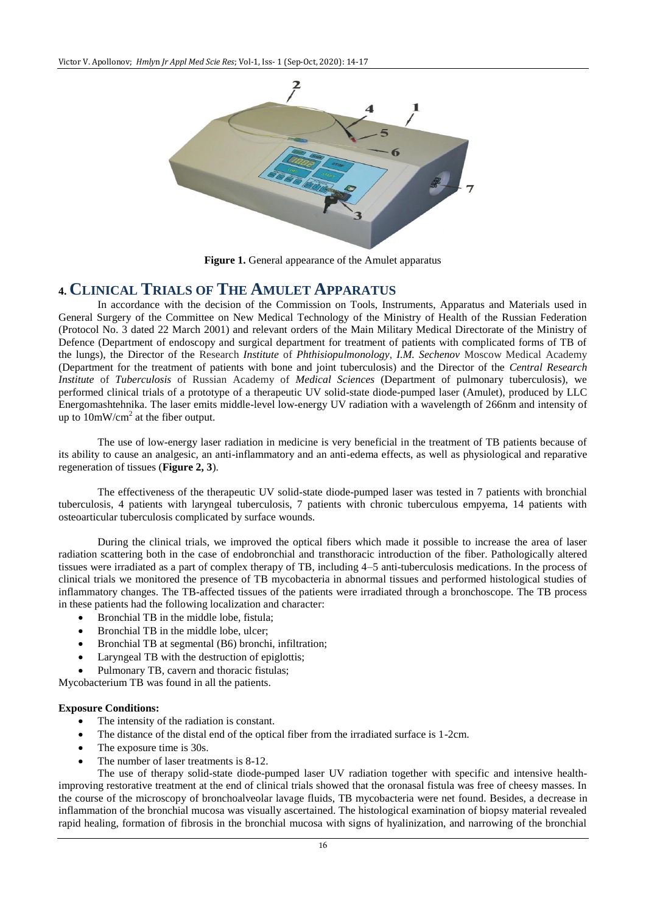Figure 1. General appearance of the Amulet apparatus

# 4. CLINICAL TRIALS OF THE AMULET APPARATUS

In accordance with the decision of the Commission on Tools, Instruments, Apparatus and Materials used in General Surgery of the Committee on New Medical Technology of the Ministry of Health of the Russian Federation (Protocol No. 3 dated 22 March 2001) and relevant orders of the Main Military Medical Directorate of the Ministry of Defence (Department of endoscopy and surgical department for treatment of patients with complicated forms of TB of the lungs), the Director of the Research *Institute* of *Phthisiopulmonology, I.M. Sechenov* Moscow Medical Academy (Department for the treatment of patients with bone and joint tuberculosis) and the Director of the *Central Research Institute* of *Tuberculosis* of Russian Academy of *Medical Sciences* (Department of pulmonary tuberculosis), we performed clinical trials of a prototype of a therapeutic UV solid-state diode-pumped laser (Amulet), produced by LLC Energomashtehnika. The laser emits middle-level low-energy UV radiation with a wavelength of 266nm and intensity of up to $10mW/cm^2$ at the fiber output.

The use of low-energy laser radiation in medicine is very beneficial in the treatment of TB patients because of its ability to cause an analgesic, an anti-inflammatory and an anti-edema effects, as well as physiological and reparative regeneration of tissues (**Figure 2, 3**).

The effectiveness of the therapeutic UV solid-state diode-pumped laser was tested in 7 patients with bronchial tuberculosis, 4 patients with laryngeal tuberculosis, 7 patients with chronic tuberculous empyema, 14 patients with osteoarticular tuberculosis complicated by surface wounds.

During the clinical trials, we improved the optical fibers which made it possible to increase the area of laser radiation scattering both in the case of endobronchial and transthoracic introduction of the fiber. Pathologically altered tissues were irradiated as a part of complex therapy of TB, including 4–5 anti-tuberculosis medications. In the process of clinical trials we monitored the presence of TB mycobacteria in abnormal tissues and performed histological studies of inflammatory changes. The TB-affected tissues of the patients were irradiated through a bronchoscope. The TB process in these patients had the following localization and character:

- Bronchial TB in the middle lobe, fistula;
- Bronchial TB in the middle lobe, ulcer;
- Bronchial TB at segmental (B6) bronchi, infiltration;
- Laryngeal TB with the destruction of epiglottis;
- Pulmonary TB, cavern and thoracic fistulas;

Mycobacterium TB was found in all the patients.

**Exposure Conditions:**

- The intensity of the radiation is constant.
- The distance of the distal end of the optical fiber from the irradiated surface is 1-2cm.
- The exposure time is 30s.
- The number of laser treatments is 8-12.

The use of therapy solid-state diode-pumped laser UV radiation together with specific and intensive health-improving restorative treatment at the end of clinical trials showed that the oronasal fistula was free of cheesy masses. In the course of the microscopy of bronchoalveolar lavage fluids, TB mycobacteria were net found. Besides, a decrease in inflammation of the bronchial mucosa was visually ascertained. The histological examination of biopsy material revealed rapid healing, formation of fibrosis in the bronchial mucosa with signs of hyalinization, and narrowing of the bronchial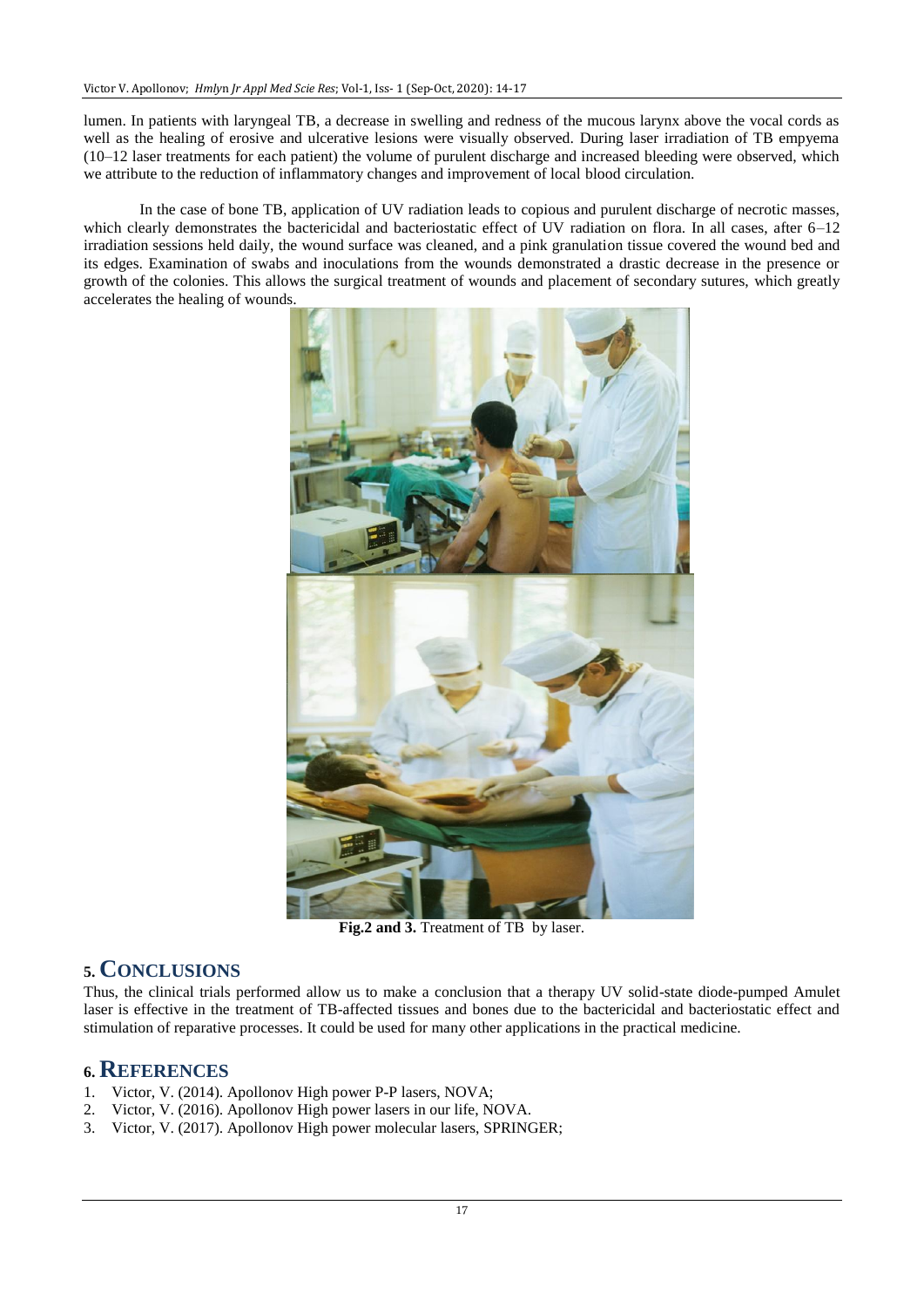lumen. In patients with laryngeal TB, a decrease in swelling and redness of the mucous larynx above the vocal cords as well as the healing of erosive and ulcerative lesions were visually observed. During laser irradiation of TB empyema (10–12 laser treatments for each patient) the volume of purulent discharge and increased bleeding were observed, which we attribute to the reduction of inflammatory changes and improvement of local blood circulation.

In the case of bone TB, application of UV radiation leads to copious and purulent discharge of necrotic masses, which clearly demonstrates the bactericidal and bacteriostatic effect of UV radiation on flora. In all cases, after 6–12 irradiation sessions held daily, the wound surface was cleaned, and a pink granulation tissue covered the wound bed and its edges. Examination of swabs and inoculations from the wounds demonstrated a drastic decrease in the presence or growth of the colonies. This allows the surgical treatment of wounds and placement of secondary sutures, which greatly accelerates the healing of wounds.

**Fig.2 and 3.** Treatment of TB by laser.

## 5. CONCLUSIONS

Thus, the clinical trials performed allow us to make a conclusion that a therapy UV solid-state diode-pumped Amulet laser is effective in the treatment of TB-affected tissues and bones due to the bactericidal and bacteriostatic effect and stimulation of reparative processes. It could be used for many other applications in the practical medicine.

## 6. REFERENCES

1. Victor, V. (2014). Apollonov High power P-P lasers, NOVA;
2. Victor, V. (2016). Apollonov High power lasers in our life, NOVA.
3. Victor, V. (2017). Apollonov High power molecular lasers, SPRINGER;